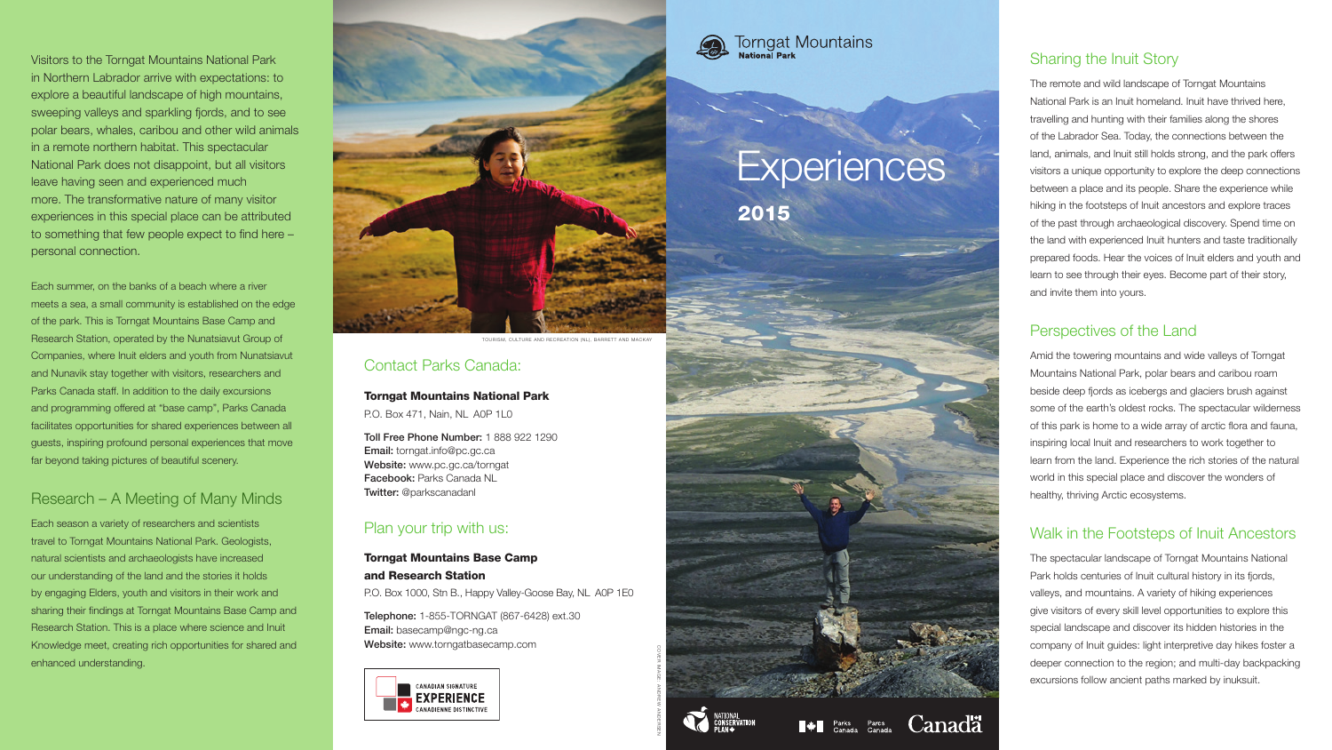Visitors to the Torngat Mountains National Park in Northern Labrador arrive with expectations: to explore a beautiful landscape of high mountains, sweeping valleys and sparkling fjords, and to see polar bears, whales, caribou and other wild animals in a remote northern habitat. This spectacular National Park does not disappoint, but all visitors leave having seen and experienced much more. The transformative nature of many visitor experiences in this special place can be attributed to something that few people expect to find here – personal connection.

Each summer, on the banks of a beach where a river meets a sea, a small community is established on the edge of the park. This is Torngat Mountains Base Camp and Research Station, operated by the Nunatsiavut Group of Companies, where Inuit elders and youth from Nunatsiavut and Nunavik stay together with visitors, researchers and Parks Canada staff. In addition to the daily excursions and programming offered at "base camp", Parks Canada facilitates opportunities for shared experiences between all guests, inspiring profound personal experiences that move far beyond taking pictures of beautiful scenery.

## Research – A Meeting of Many Minds

Each season a variety of researchers and scientists travel to Torngat Mountains National Park. Geologists, natural scientists and archaeologists have increased our understanding of the land and the stories it holds by engaging Elders, youth and visitors in their work and sharing their findings at Torngat Mountains Base Camp and Research Station. This is a place where science and Inuit Knowledge meet, creating rich opportunities for shared and enhanced understanding.

TOURISM, CULTURE AND RECREATION (NL), BARRETT AND MACKAY

## Contact Parks Canada:

**Torngat Mountains National Park**
P.O. Box 471, Nain, NL A0P 1L0

**Toll Free Phone Number:** 1 888 922 1290
**Email:** torngat.info@pc.gc.ca
**Website:** www.pc.gc.ca/torngat
**Facebook:** Parks Canada NL
**Twitter:** @parkscanadanl

## Plan your trip with us:

**Torngat Mountains Base Camp and Research Station**
P.O. Box 1000, Stn B., Happy Valley-Goose Bay, NL A0P 1E0

**Telephone:** 1-855-TORNGAT (867-6428) ext.30
**Email:** basecamp@ngc-ng.ca
**Website:** www.torngatbasecamp.com

CANADIAN SIGNATURE EXPERIENCE
CANADIENNE DISTINCTIVE

COVER IMAGE: ANDREW ANDERSEN

Torngat Mountains National Park

# Experiences

**2015**

NATIONAL CONSERVATION PLAN

Parks Canada / Parcs Canada

Canada

## Sharing the Inuit Story

The remote and wild landscape of Torngat Mountains National Park is an Inuit homeland. Inuit have thrived here, travelling and hunting with their families along the shores of the Labrador Sea. Today, the connections between the land, animals, and Inuit still holds strong, and the park offers visitors a unique opportunity to explore the deep connections between a place and its people. Share the experience while hiking in the footsteps of Inuit ancestors and explore traces of the past through archaeological discovery. Spend time on the land with experienced Inuit hunters and taste traditionally prepared foods. Hear the voices of Inuit elders and youth and learn to see through their eyes. Become part of their story, and invite them into yours.

## Perspectives of the Land

Amid the towering mountains and wide valleys of Torngat Mountains National Park, polar bears and caribou roam beside deep fjords as icebergs and glaciers brush against some of the earth's oldest rocks. The spectacular wilderness of this park is home to a wide array of arctic flora and fauna, inspiring local Inuit and researchers to work together to learn from the land. Experience the rich stories of the natural world in this special place and discover the wonders of healthy, thriving Arctic ecosystems.

## Walk in the Footsteps of Inuit Ancestors

The spectacular landscape of Torngat Mountains National Park holds centuries of Inuit cultural history in its fjords, valleys, and mountains. A variety of hiking experiences give visitors of every skill level opportunities to explore this special landscape and discover its hidden histories in the company of Inuit guides: light interpretive day hikes foster a deeper connection to the region; and multi-day backpacking excursions follow ancient paths marked by inuksuit.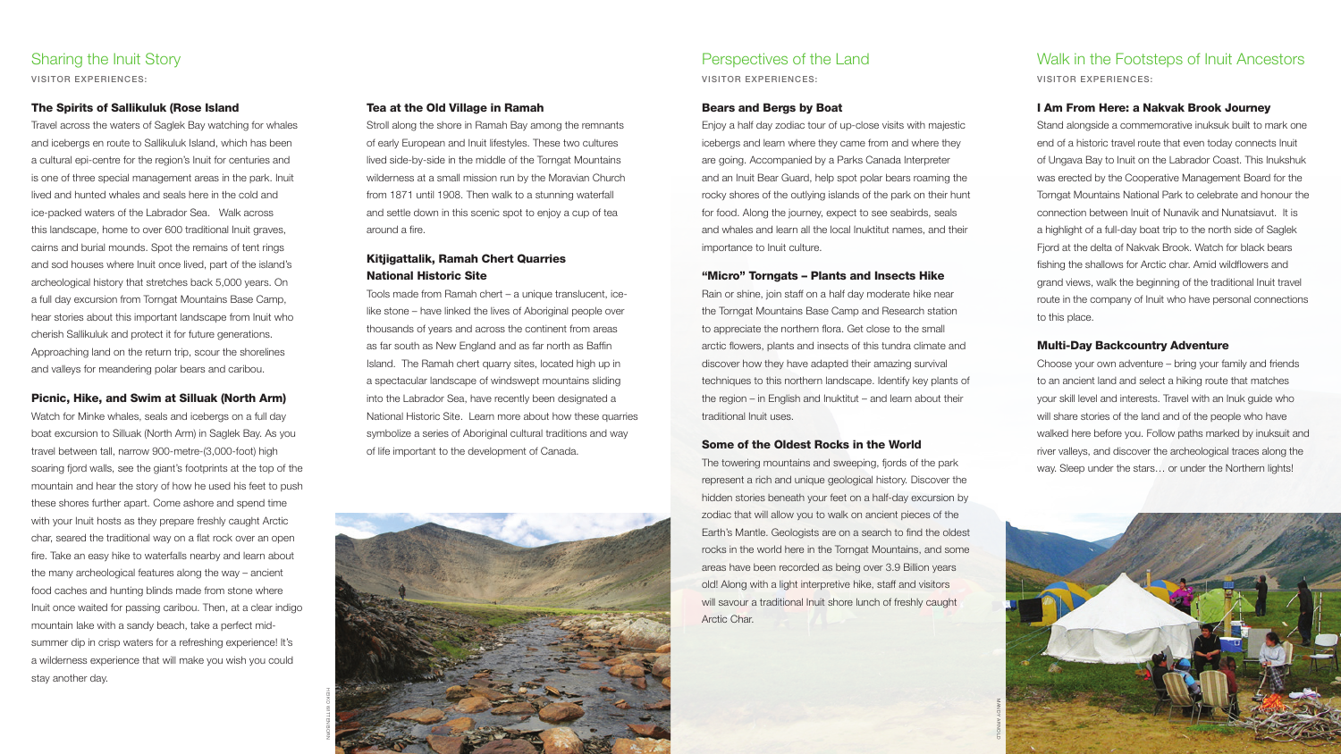## Sharing the Inuit Story

VISITOR EXPERIENCES:

### The Spirits of Sallikuluk (Rose Island

Travel across the waters of Saglek Bay watching for whales and icebergs en route to Sallikuluk Island, which has been a cultural epi-centre for the region's Inuit for centuries and is one of three special management areas in the park. Inuit lived and hunted whales and seals here in the cold and ice-packed waters of the Labrador Sea. Walk across this landscape, home to over 600 traditional Inuit graves, cairns and burial mounds. Spot the remains of tent rings and sod houses where Inuit once lived, part of the island's archeological history that stretches back 5,000 years. On a full day excursion from Torngat Mountains Base Camp, hear stories about this important landscape from Inuit who cherish Sallikuluk and protect it for future generations. Approaching land on the return trip, scour the shorelines and valleys for meandering polar bears and caribou.

### Picnic, Hike, and Swim at Silluak (North Arm)

Watch for Minke whales, seals and icebergs on a full day boat excursion to Silluak (North Arm) in Saglek Bay. As you travel between tall, narrow 900-metre-(3,000-foot) high soaring fjord walls, see the giant's footprints at the top of the mountain and hear the story of how he used his feet to push these shores further apart. Come ashore and spend time with your Inuit hosts as they prepare freshly caught Arctic char, seared the traditional way on a flat rock over an open fire. Take an easy hike to waterfalls nearby and learn about the many archeological features along the way – ancient food caches and hunting blinds made from stone where Inuit once waited for passing caribou. Then, at a clear indigo mountain lake with a sandy beach, take a perfect mid-summer dip in crisp waters for a refreshing experience! It's a wilderness experience that will make you wish you could stay another day.

### Tea at the Old Village in Ramah

Stroll along the shore in Ramah Bay among the remnants of early European and Inuit lifestyles. These two cultures lived side-by-side in the middle of the Torngat Mountains wilderness at a small mission run by the Moravian Church from 1871 until 1908. Then walk to a stunning waterfall and settle down in this scenic spot to enjoy a cup of tea around a fire.

### Kitjigattalik, Ramah Chert Quarries National Historic Site

Tools made from Ramah chert – a unique translucent, ice-like stone – have linked the lives of Aboriginal people over thousands of years and across the continent from areas as far south as New England and as far north as Baffin Island. The Ramah chert quarry sites, located high up in a spectacular landscape of windswept mountains sliding into the Labrador Sea, have recently been designated a National Historic Site. Learn more about how these quarries symbolize a series of Aboriginal cultural traditions and way of life important to the development of Canada.

HEIKO WITTENBORN

## Perspectives of the Land

VISITOR EXPERIENCES:

### Bears and Bergs by Boat

Enjoy a half day zodiac tour of up-close visits with majestic icebergs and learn where they came from and where they are going. Accompanied by a Parks Canada Interpreter and an Inuit Bear Guard, help spot polar bears roaming the rocky shores of the outlying islands of the park on their hunt for food. Along the journey, expect to see seabirds, seals and whales and learn all the local Inuktitut names, and their importance to Inuit culture.

### "Micro" Torngats – Plants and Insects Hike

Rain or shine, join staff on a half day moderate hike near the Torngat Mountains Base Camp and Research station to appreciate the northern flora. Get close to the small arctic flowers, plants and insects of this tundra climate and discover how they have adapted their amazing survival techniques to this northern landscape. Identify key plants of the region – in English and Inuktitut – and learn about their traditional Inuit uses.

### Some of the Oldest Rocks in the World

The towering mountains and sweeping, fjords of the park represent a rich and unique geological history. Discover the hidden stories beneath your feet on a half-day excursion by zodiac that will allow you to walk on ancient pieces of the Earth's Mantle. Geologists are on a search to find the oldest rocks in the world here in the Torngat Mountains, and some areas have been recorded as being over 3.9 Billion years old! Along with a light interpretive hike, staff and visitors will savour a traditional Inuit shore lunch of freshly caught Arctic Char.

MANDY ARNOLD

## Walk in the Footsteps of Inuit Ancestors

VISITOR EXPERIENCES:

### I Am From Here: a Nakvak Brook Journey

Stand alongside a commemorative inuksuk built to mark one end of a historic travel route that even today connects Inuit of Ungava Bay to Inuit on the Labrador Coast. This Inukshuk was erected by the Cooperative Management Board for the Torngat Mountains National Park to celebrate and honour the connection between Inuit of Nunavik and Nunatsiavut. It is a highlight of a full-day boat trip to the north side of Saglek Fjord at the delta of Nakvak Brook. Watch for black bears fishing the shallows for Arctic char. Amid wildflowers and grand views, walk the beginning of the traditional Inuit travel route in the company of Inuit who have personal connections to this place.

### Multi-Day Backcountry Adventure

Choose your own adventure – bring your family and friends to an ancient land and select a hiking route that matches your skill level and interests. Travel with an Inuk guide who will share stories of the land and of the people who have walked here before you. Follow paths marked by inuksuit and river valleys, and discover the archeological traces along the way. Sleep under the stars… or under the Northern lights!